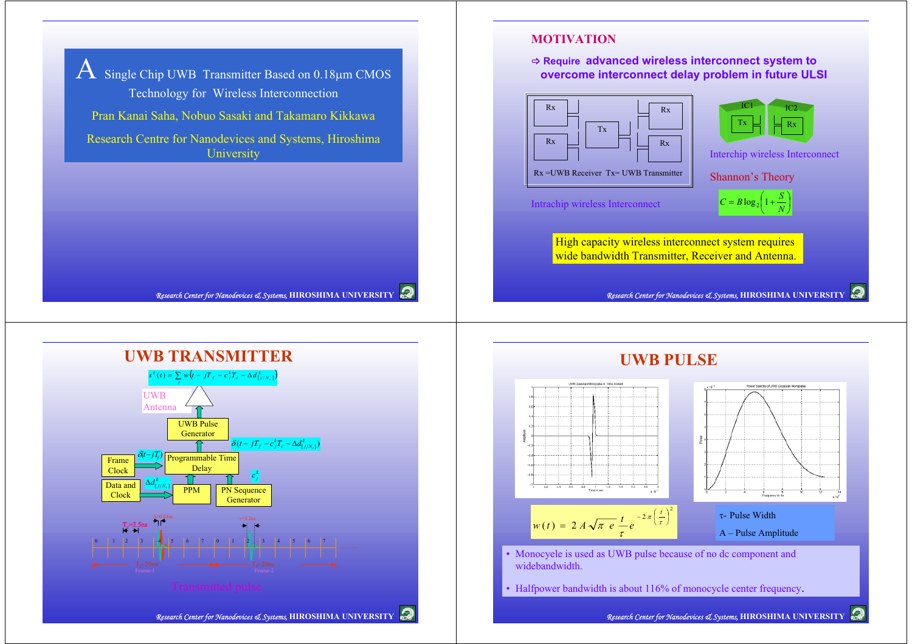# A Single Chip UWB Transmitter Based on 0.18μm CMOS Technology for Wireless Interconnection

Pran Kanai Saha, Nobuo Sasaki and Takamaro Kikkawa

Research Centre for Nanodevices and Systems, Hiroshima University

## MOTIVATION

⇨ Require advanced wireless interconnect system to overcome interconnect delay problem in future ULSI

Rx =UWB Receiver Tx= UWB Transmitter

Intrachip wireless Interconnect

Interchip wireless Interconnect

Shannon's Theory

$$C = B\log_2\left(1+\frac{S}{N}\right)$$

High capacity wireless interconnect system requires wide bandwidth Transmitter, Receiver and Antenna.

## UWB TRANSMITTER

$$s^k(t) = \sum_j w\left(t - jT_f - c_j^k T_c - \Delta d^k_{\lfloor j/N_s \rfloor}\right)$$

UWB Antenna

UWB Pulse Generator

$$\delta\left(t - jT_f - c_j^k T_c - \Delta d^k_{\lfloor j/N_s \rfloor}\right)$$

Frame Clock — $\delta(t-jT_f)$ — Programmable Time Delay

Data and Clock — $\Delta d^k_{\lfloor j/N_s \rfloor}$ — PPM

PN Sequence Generator — $c_j^k$

$T_c$=2.5ns, $T_f$=20ns (Frame-1, Frame-2)

Transmitted pulse.

## UWB PULSE

$$w(t) = 2A\sqrt{\pi e}\,\frac{t}{\tau}\,e^{-2\pi\left(\frac{t}{\tau}\right)^2}$$

τ- Pulse Width

A – Pulse Amplitude

- Monocycle is used as UWB pulse because of no dc component and widebandwidth.
- Halfpower bandwidth is about 116% of monocycle center frequency.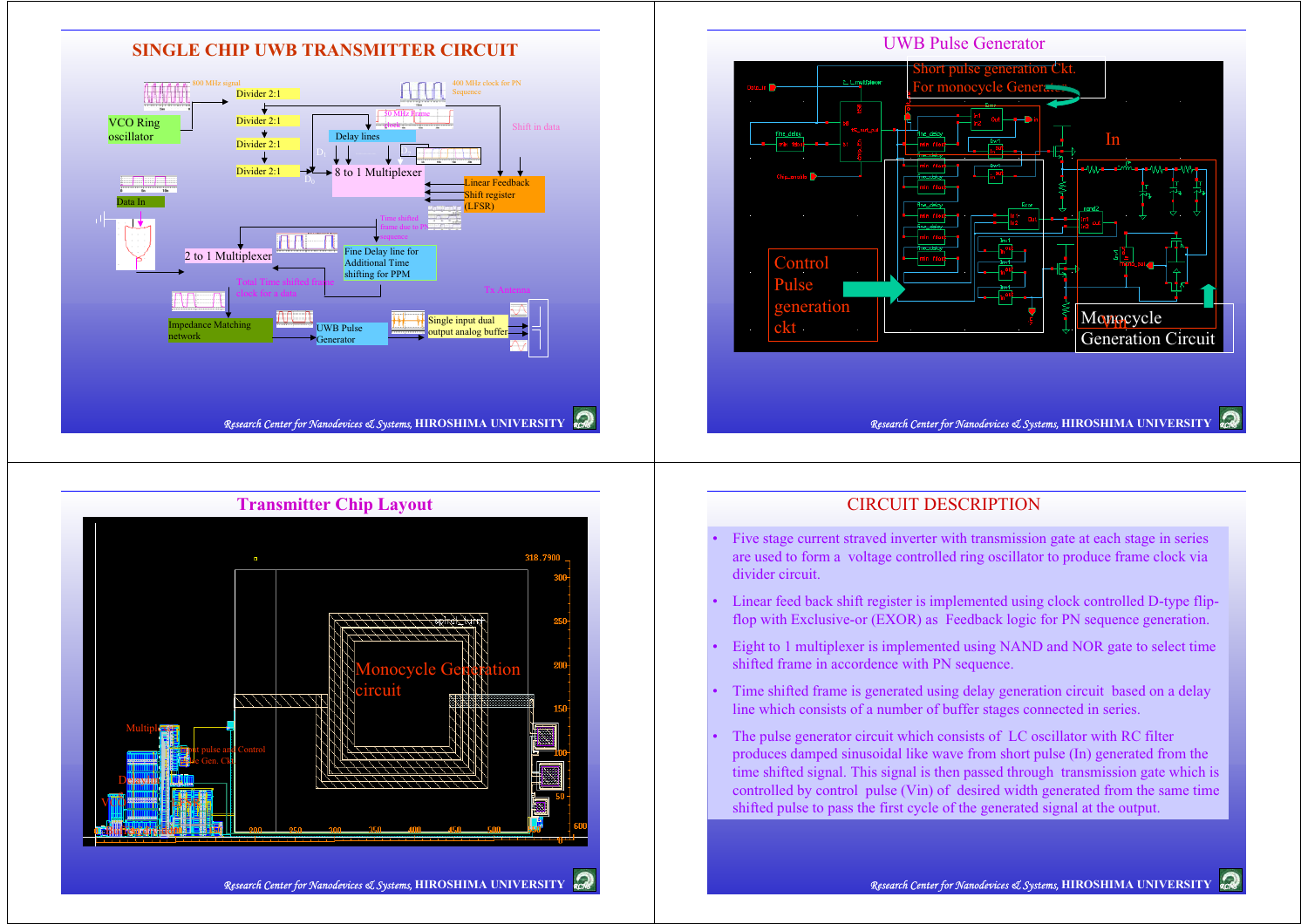## SINGLE CHIP UWB TRANSMITTER CIRCUIT

800 MHz signal

VCO Ring oscillator

Divider 2:1

Divider 2:1

Divider 2:1

Divider 2:1

400 MHz clock for PN Sequence

50 MHz Frame clock

Delay lines

Shift in data

8 to 1 Multiplexer

Linear Feedback Shift register (LFSR)

Data In

Time shifted frame due to PN sequence

2 to 1 Multiplexer

Fine Delay line for Additional Time shifting for PPM

Total Time shifted frame clock for a data

Tx Antenna

Impedance Matching network

UWB Pulse Generator

Single input dual output analog buffer

## UWB Pulse Generator

Short pulse generation Ckt. For monocycle Generation

In

Control Pulse generation ckt

Vin

Monocycle Generation Circuit

## Transmitter Chip Layout

Monocycle Generation circuit

Multiplexer

Short pulse and Control pulse Gen. Ckt

## CIRCUIT DESCRIPTION

- Five stage current straved inverter with transmission gate at each stage in series are used to form a voltage controlled ring oscillator to produce frame clock via divider circuit.
- Linear feed back shift register is implemented using clock controlled D-type flip-flop with Exclusive-or (EXOR) as Feedback logic for PN sequence generation.
- Eight to 1 multiplexer is implemented using NAND and NOR gate to select time shifted frame in accordence with PN sequence.
- Time shifted frame is generated using delay generation circuit based on a delay line which consists of a number of buffer stages connected in series.
- The pulse generator circuit which consists of LC oscillator with RC filter produces damped sinusoidal like wave from short pulse (In) generated from the time shifted signal. This signal is then passed through transmission gate which is controlled by control pulse (Vin) of desired width generated from the same time shifted pulse to pass the first cycle of the generated signal at the output.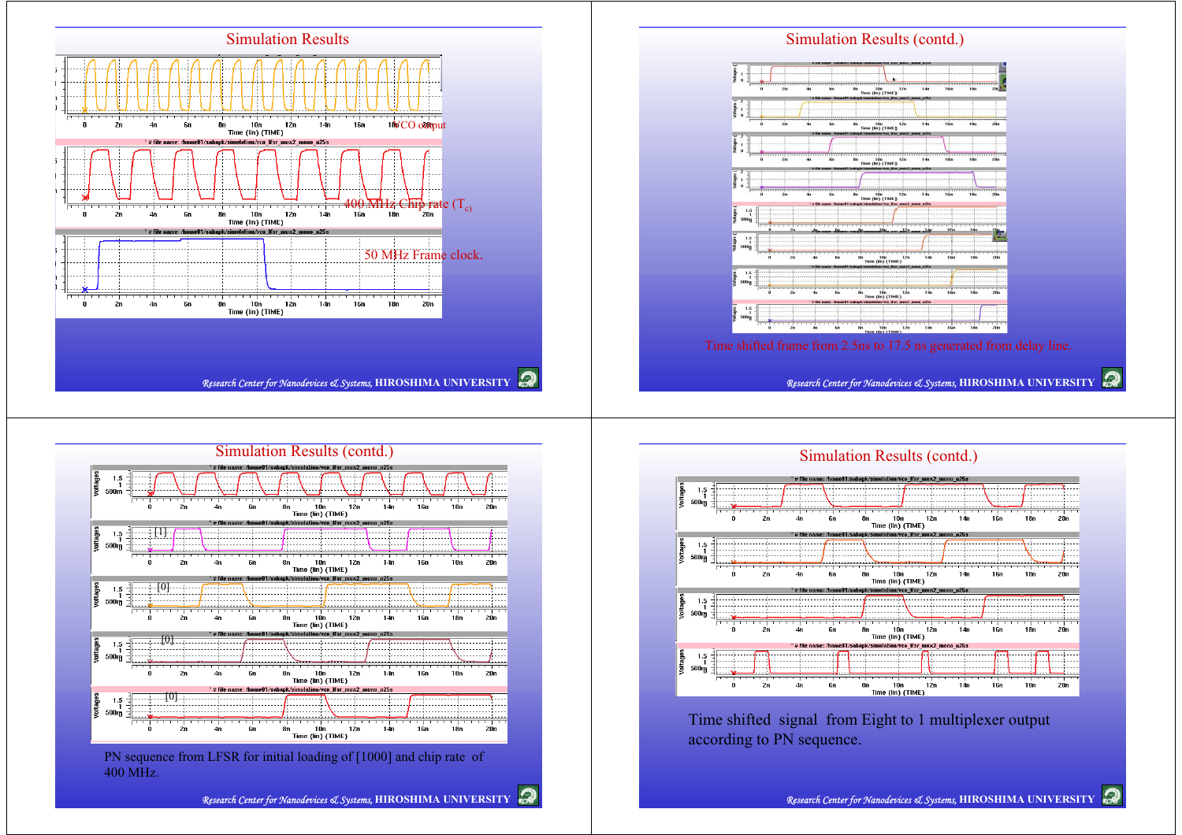## Simulation Results

VCO output

400 MHz Chip rate ($T_c$)

50 MHz Frame clock.

## Simulation Results (contd.)

Time shifted frame from 2.5ns to 17.5 ns generated from delay line.

## Simulation Results (contd.)

PN sequence from LFSR for initial loading of [1000] and chip rate of 400 MHz.

## Simulation Results (contd.)

Time shifted signal from Eight to 1 multiplexer output according to PN sequence.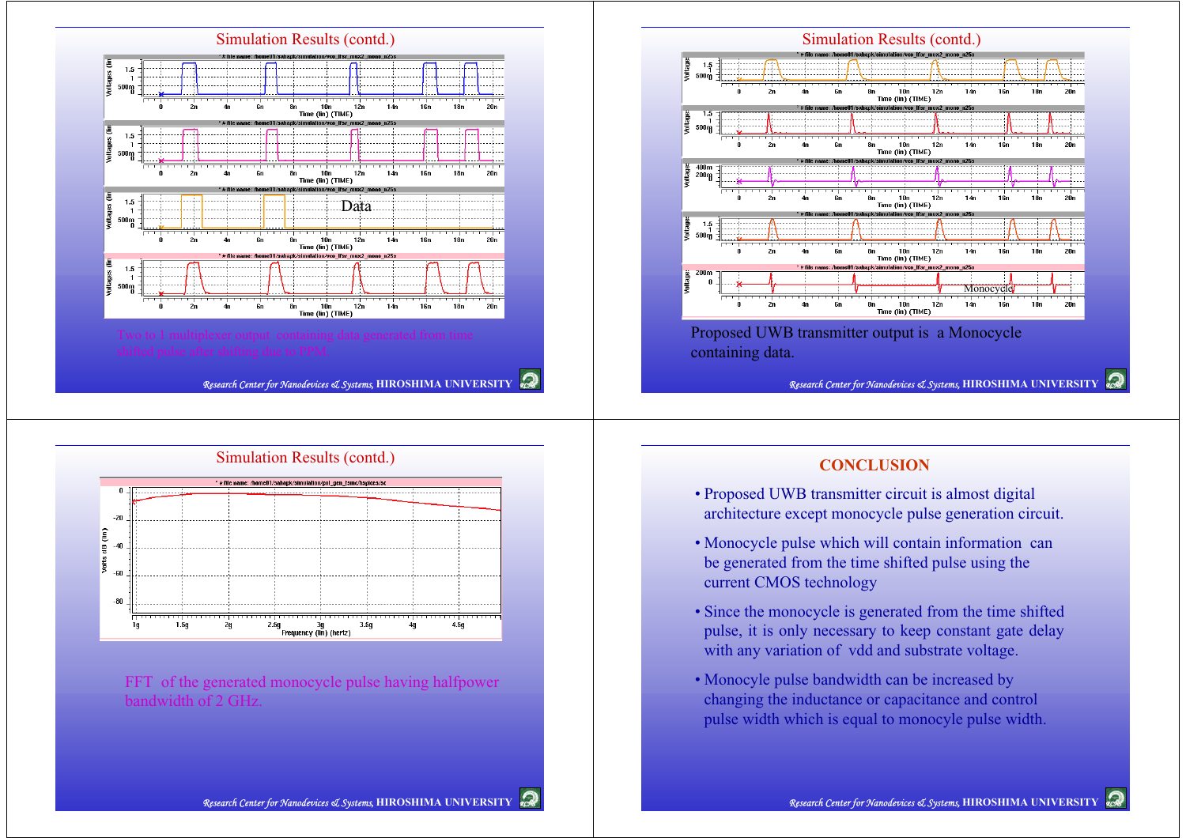## Simulation Results (contd.)

Data

Two to 1 multiplexer output containing data generated from time shifted pulse after shifting due to PPM.

## Simulation Results (contd.)

Monocycle

Proposed UWB transmitter output is a Monocycle containing data.

## Simulation Results (contd.)

FFT of the generated monocycle pulse having halfpower bandwidth of 2 GHz.

## CONCLUSION

- Proposed UWB transmitter circuit is almost digital architecture except monocycle pulse generation circuit.
- Monocycle pulse which will contain information can be generated from the time shifted pulse using the current CMOS technology
- Since the monocycle is generated from the time shifted pulse, it is only necessary to keep constant gate delay with any variation of vdd and substrate voltage.
- Monocycle pulse bandwidth can be increased by changing the inductance or capacitance and control pulse width which is equal to monocyle pulse width.